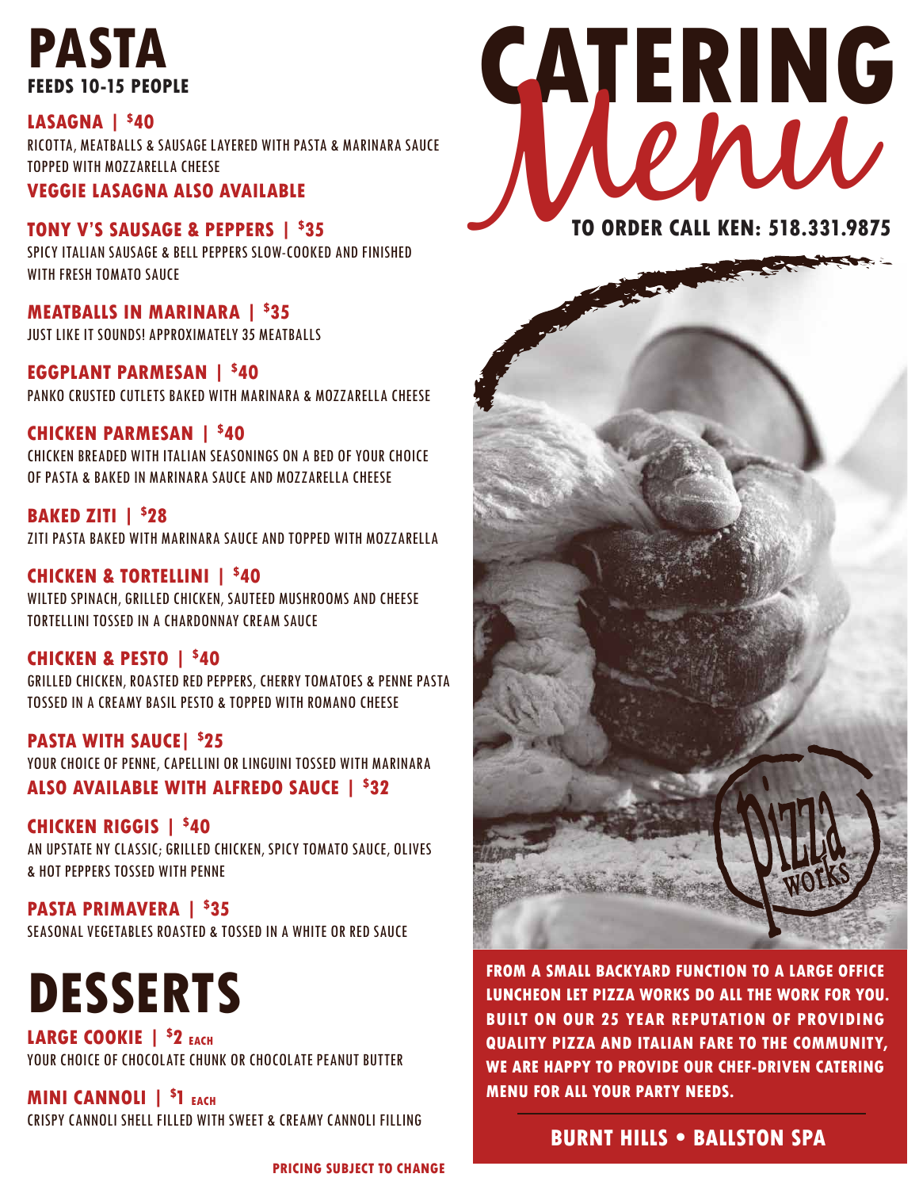# CATERING Menu

**TO ORDER CALL KEN: 518.331.9875**

## PASTA

**FEEDS 10-15 PEOPLE**

### LASAGNA | $40

RICOTTA, MEATBALLS & SAUSAGE LAYERED WITH PASTA & MARINARA SAUCE TOPPED WITH MOZZARELLA CHEESE

**VEGGIE LASAGNA ALSO AVAILABLE**

### TONY V'S SAUSAGE & PEPPERS | $35

SPICY ITALIAN SAUSAGE & BELL PEPPERS SLOW-COOKED AND FINISHED WITH FRESH TOMATO SAUCE

### MEATBALLS IN MARINARA | $35

JUST LIKE IT SOUNDS! APPROXIMATELY 35 MEATBALLS

### EGGPLANT PARMESAN | $40

PANKO CRUSTED CUTLETS BAKED WITH MARINARA & MOZZARELLA CHEESE

### CHICKEN PARMESAN | $40

CHICKEN BREADED WITH ITALIAN SEASONINGS ON A BED OF YOUR CHOICE OF PASTA & BAKED IN MARINARA SAUCE AND MOZZARELLA CHEESE

### BAKED ZITI | $28

ZITI PASTA BAKED WITH MARINARA SAUCE AND TOPPED WITH MOZZARELLA

### CHICKEN & TORTELLINI | $40

WILTED SPINACH, GRILLED CHICKEN, SAUTEED MUSHROOMS AND CHEESE TORTELLINI TOSSED IN A CHARDONNAY CREAM SAUCE

### CHICKEN & PESTO | $40

GRILLED CHICKEN, ROASTED RED PEPPERS, CHERRY TOMATOES & PENNE PASTA TOSSED IN A CREAMY BASIL PESTO & TOPPED WITH ROMANO CHEESE

### PASTA WITH SAUCE| $25

YOUR CHOICE OF PENNE, CAPELLINI OR LINGUINI TOSSED WITH MARINARA

**ALSO AVAILABLE WITH ALFREDO SAUCE | $32**

### CHICKEN RIGGIS | $40

AN UPSTATE NY CLASSIC; GRILLED CHICKEN, SPICY TOMATO SAUCE, OLIVES & HOT PEPPERS TOSSED WITH PENNE

### PASTA PRIMAVERA | $35

SEASONAL VEGETABLES ROASTED & TOSSED IN A WHITE OR RED SAUCE

## DESSERTS

### LARGE COOKIE | $2 EACH

YOUR CHOICE OF CHOCOLATE CHUNK OR CHOCOLATE PEANUT BUTTER

### MINI CANNOLI | $1 EACH

CRISPY CANNOLI SHELL FILLED WITH SWEET & CREAMY CANNOLI FILLING

**PRICING SUBJECT TO CHANGE**

pizza works

**FROM A SMALL BACKYARD FUNCTION TO A LARGE OFFICE LUNCHEON LET PIZZA WORKS DO ALL THE WORK FOR YOU. BUILT ON OUR 25 YEAR REPUTATION OF PROVIDING QUALITY PIZZA AND ITALIAN FARE TO THE COMMUNITY, WE ARE HAPPY TO PROVIDE OUR CHEF-DRIVEN CATERING MENU FOR ALL YOUR PARTY NEEDS.**

**BURNT HILLS • BALLSTON SPA**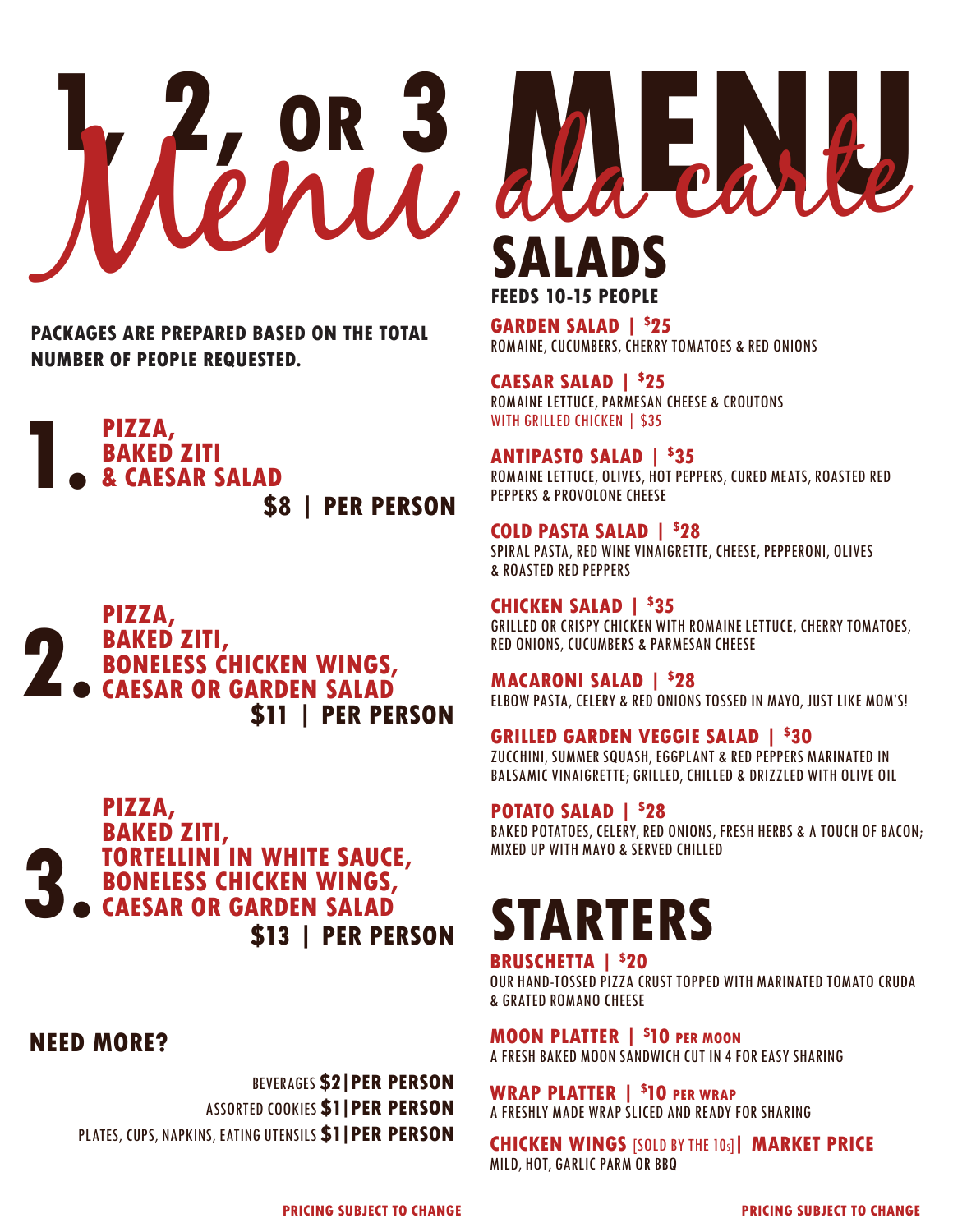# 1, 2, OR 3 *Menu*

**PACKAGES ARE PREPARED BASED ON THE TOTAL NUMBER OF PEOPLE REQUESTED.**

## 1. PIZZA, BAKED ZITI & CAESAR SALAD

**$8 | PER PERSON**

## 2. PIZZA, BAKED ZITI, BONELESS CHICKEN WINGS, CAESAR OR GARDEN SALAD

**$11 | PER PERSON**

## 3. PIZZA, BAKED ZITI, TORTELLINI IN WHITE SAUCE, BONELESS CHICKEN WINGS, CAESAR OR GARDEN SALAD

**$13 | PER PERSON**

## NEED MORE?

BEVERAGES **$2|PER PERSON**

ASSORTED COOKIES **$1|PER PERSON**

PLATES, CUPS, NAPKINS, EATING UTENSILS **$1|PER PERSON**

PRICING SUBJECT TO CHANGE

# MENU *ala carte*

## SALADS

**FEEDS 10-15 PEOPLE**

**GARDEN SALAD | $25**
ROMAINE, CUCUMBERS, CHERRY TOMATOES & RED ONIONS

**CAESAR SALAD | $25**
ROMAINE LETTUCE, PARMESAN CHEESE & CROUTONS
WITH GRILLED CHICKEN | $35

**ANTIPASTO SALAD | $35**
ROMAINE LETTUCE, OLIVES, HOT PEPPERS, CURED MEATS, ROASTED RED PEPPERS & PROVOLONE CHEESE

**COLD PASTA SALAD | $28**
SPIRAL PASTA, RED WINE VINAIGRETTE, CHEESE, PEPPERONI, OLIVES & ROASTED RED PEPPERS

**CHICKEN SALAD | $35**
GRILLED OR CRISPY CHICKEN WITH ROMAINE LETTUCE, CHERRY TOMATOES, RED ONIONS, CUCUMBERS & PARMESAN CHEESE

**MACARONI SALAD | $28**
ELBOW PASTA, CELERY & RED ONIONS TOSSED IN MAYO, JUST LIKE MOM'S!

**GRILLED GARDEN VEGGIE SALAD | $30**
ZUCCHINI, SUMMER SQUASH, EGGPLANT & RED PEPPERS MARINATED IN BALSAMIC VINAIGRETTE; GRILLED, CHILLED & DRIZZLED WITH OLIVE OIL

**POTATO SALAD | $28**
BAKED POTATOES, CELERY, RED ONIONS, FRESH HERBS & A TOUCH OF BACON; MIXED UP WITH MAYO & SERVED CHILLED

## STARTERS

**BRUSCHETTA | $20**
OUR HAND-TOSSED PIZZA CRUST TOPPED WITH MARINATED TOMATO CRUDA & GRATED ROMANO CHEESE

**MOON PLATTER | $10 PER MOON**
A FRESH BAKED MOON SANDWICH CUT IN 4 FOR EASY SHARING

**WRAP PLATTER | $10 PER WRAP**
A FRESHLY MADE WRAP SLICED AND READY FOR SHARING

**CHICKEN WINGS** [SOLD BY THE 10s] **| MARKET PRICE**
MILD, HOT, GARLIC PARM OR BBQ

PRICING SUBJECT TO CHANGE